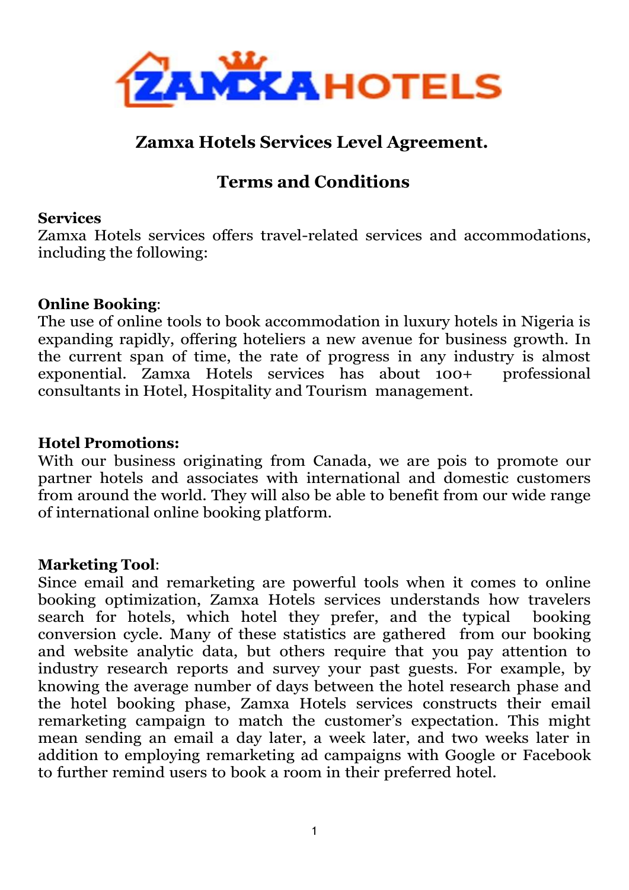# Zamxa Hotels Services Level Agreement.

## Terms and Conditions

**Services**
Zamxa Hotels services offers travel-related services and accommodations, including the following:

**Online Booking**:
The use of online tools to book accommodation in luxury hotels in Nigeria is expanding rapidly, offering hoteliers a new avenue for business growth. In the current span of time, the rate of progress in any industry is almost exponential. Zamxa Hotels services has about 100+ professional consultants in Hotel, Hospitality and Tourism management.

**Hotel Promotions:**
With our business originating from Canada, we are pois to promote our partner hotels and associates with international and domestic customers from around the world. They will also be able to benefit from our wide range of international online booking platform.

**Marketing Tool**:
Since email and remarketing are powerful tools when it comes to online booking optimization, Zamxa Hotels services understands how travelers search for hotels, which hotel they prefer, and the typical booking conversion cycle. Many of these statistics are gathered from our booking and website analytic data, but others require that you pay attention to industry research reports and survey your past guests. For example, by knowing the average number of days between the hotel research phase and the hotel booking phase, Zamxa Hotels services constructs their email remarketing campaign to match the customer's expectation. This might mean sending an email a day later, a week later, and two weeks later in addition to employing remarketing ad campaigns with Google or Facebook to further remind users to book a room in their preferred hotel.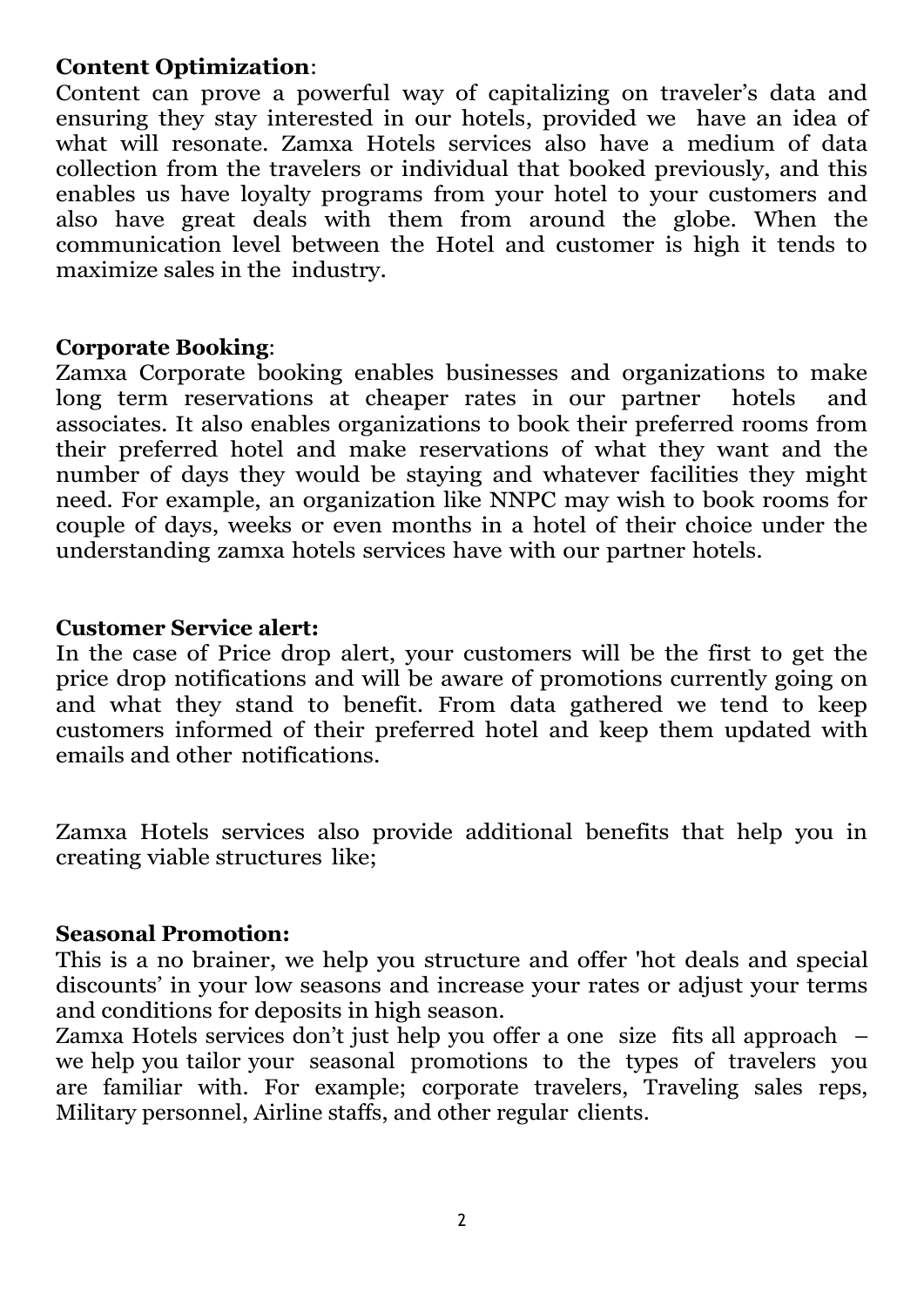**Content Optimization**:
Content can prove a powerful way of capitalizing on traveler's data and ensuring they stay interested in our hotels, provided we have an idea of what will resonate. Zamxa Hotels services also have a medium of data collection from the travelers or individual that booked previously, and this enables us have loyalty programs from your hotel to your customers and also have great deals with them from around the globe. When the communication level between the Hotel and customer is high it tends to maximize sales in the industry.

**Corporate Booking**:
Zamxa Corporate booking enables businesses and organizations to make long term reservations at cheaper rates in our partner hotels and associates. It also enables organizations to book their preferred rooms from their preferred hotel and make reservations of what they want and the number of days they would be staying and whatever facilities they might need. For example, an organization like NNPC may wish to book rooms for couple of days, weeks or even months in a hotel of their choice under the understanding zamxa hotels services have with our partner hotels.

**Customer Service alert:**
In the case of Price drop alert, your customers will be the first to get the price drop notifications and will be aware of promotions currently going on and what they stand to benefit. From data gathered we tend to keep customers informed of their preferred hotel and keep them updated with emails and other notifications.

Zamxa Hotels services also provide additional benefits that help you in creating viable structures like;

**Seasonal Promotion:**
This is a no brainer, we help you structure and offer 'hot deals and special discounts' in your low seasons and increase your rates or adjust your terms and conditions for deposits in high season.
Zamxa Hotels services don't just help you offer a one size fits all approach – we help you tailor your seasonal promotions to the types of travelers you are familiar with. For example; corporate travelers, Traveling sales reps, Military personnel, Airline staffs, and other regular clients.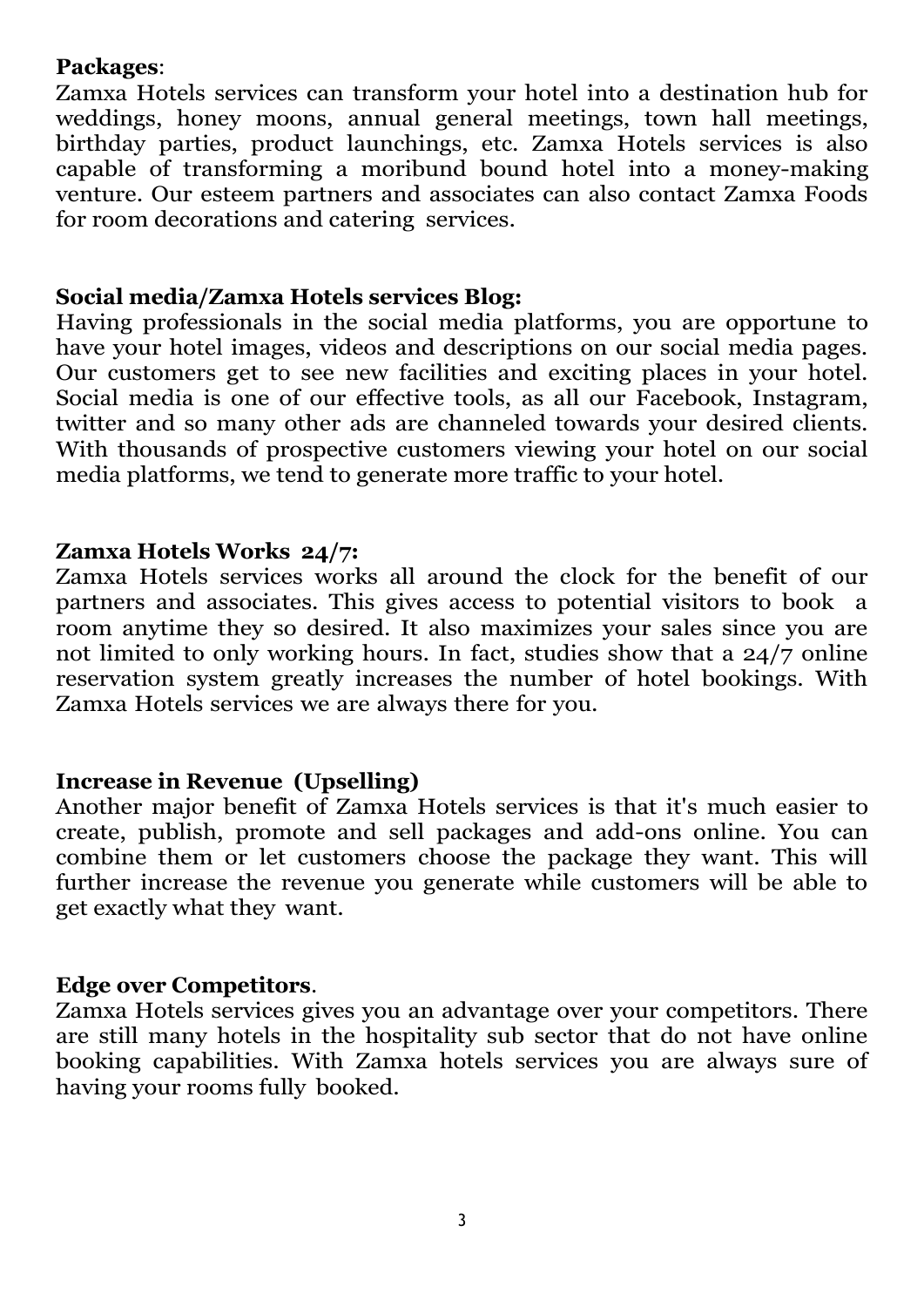**Packages**:
Zamxa Hotels services can transform your hotel into a destination hub for weddings, honey moons, annual general meetings, town hall meetings, birthday parties, product launchings, etc. Zamxa Hotels services is also capable of transforming a moribund bound hotel into a money-making venture. Our esteem partners and associates can also contact Zamxa Foods for room decorations and catering services.

**Social media/Zamxa Hotels services Blog:**
Having professionals in the social media platforms, you are opportune to have your hotel images, videos and descriptions on our social media pages. Our customers get to see new facilities and exciting places in your hotel. Social media is one of our effective tools, as all our Facebook, Instagram, twitter and so many other ads are channeled towards your desired clients. With thousands of prospective customers viewing your hotel on our social media platforms, we tend to generate more traffic to your hotel.

**Zamxa Hotels Works 24/7:**
Zamxa Hotels services works all around the clock for the benefit of our partners and associates. This gives access to potential visitors to book a room anytime they so desired. It also maximizes your sales since you are not limited to only working hours. In fact, studies show that a 24/7 online reservation system greatly increases the number of hotel bookings. With Zamxa Hotels services we are always there for you.

**Increase in Revenue (Upselling)**
Another major benefit of Zamxa Hotels services is that it's much easier to create, publish, promote and sell packages and add-ons online. You can combine them or let customers choose the package they want. This will further increase the revenue you generate while customers will be able to get exactly what they want.

**Edge over Competitors**.
Zamxa Hotels services gives you an advantage over your competitors. There are still many hotels in the hospitality sub sector that do not have online booking capabilities. With Zamxa hotels services you are always sure of having your rooms fully booked.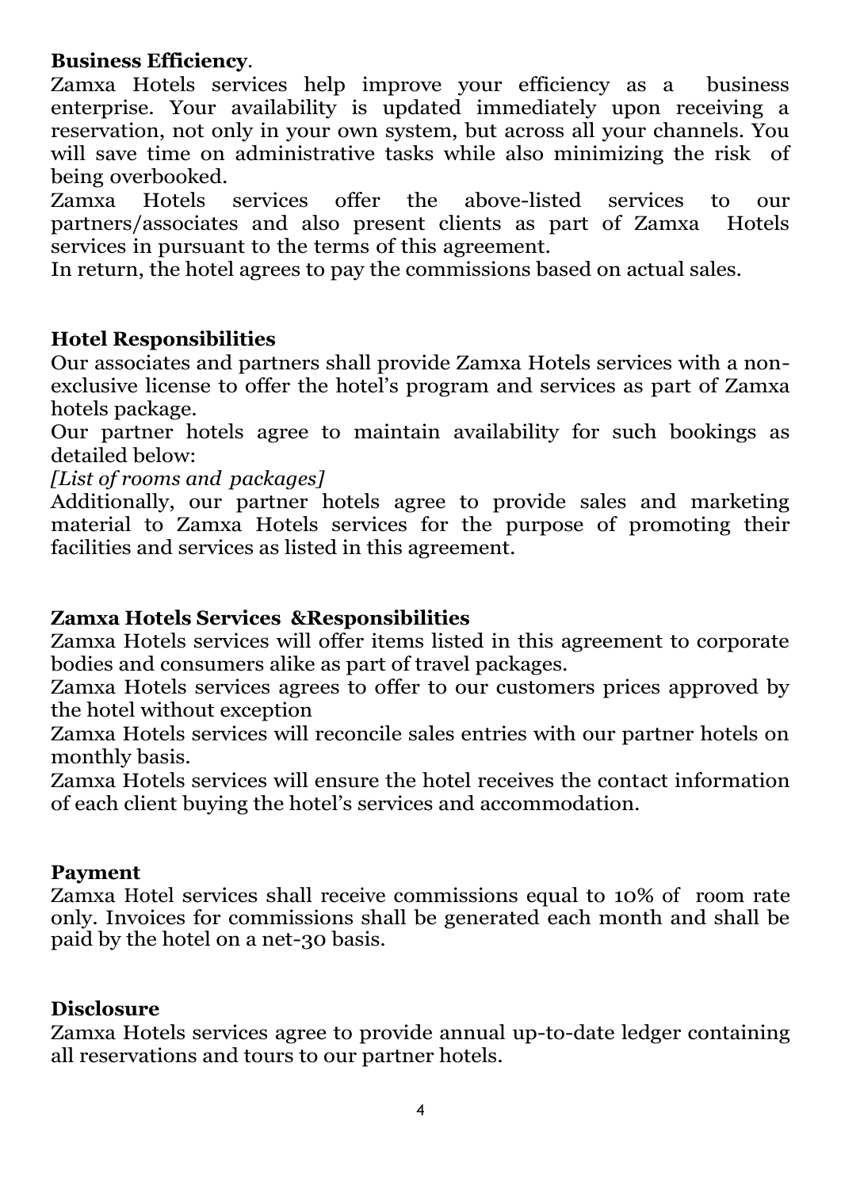**Business Efficiency**.

Zamxa Hotels services help improve your efficiency as a business enterprise. Your availability is updated immediately upon receiving a reservation, not only in your own system, but across all your channels. You will save time on administrative tasks while also minimizing the risk of being overbooked.

Zamxa Hotels services offer the above-listed services to our partners/associates and also present clients as part of Zamxa Hotels services in pursuant to the terms of this agreement.

In return, the hotel agrees to pay the commissions based on actual sales.

**Hotel Responsibilities**

Our associates and partners shall provide Zamxa Hotels services with a non-exclusive license to offer the hotel's program and services as part of Zamxa hotels package.

Our partner hotels agree to maintain availability for such bookings as detailed below:

*[List of rooms and packages]*

Additionally, our partner hotels agree to provide sales and marketing material to Zamxa Hotels services for the purpose of promoting their facilities and services as listed in this agreement.

**Zamxa Hotels Services &Responsibilities**

Zamxa Hotels services will offer items listed in this agreement to corporate bodies and consumers alike as part of travel packages.

Zamxa Hotels services agrees to offer to our customers prices approved by the hotel without exception

Zamxa Hotels services will reconcile sales entries with our partner hotels on monthly basis.

Zamxa Hotels services will ensure the hotel receives the contact information of each client buying the hotel's services and accommodation.

**Payment**

Zamxa Hotel services shall receive commissions equal to 10% of room rate only. Invoices for commissions shall be generated each month and shall be paid by the hotel on a net-30 basis.

**Disclosure**

Zamxa Hotels services agree to provide annual up-to-date ledger containing all reservations and tours to our partner hotels.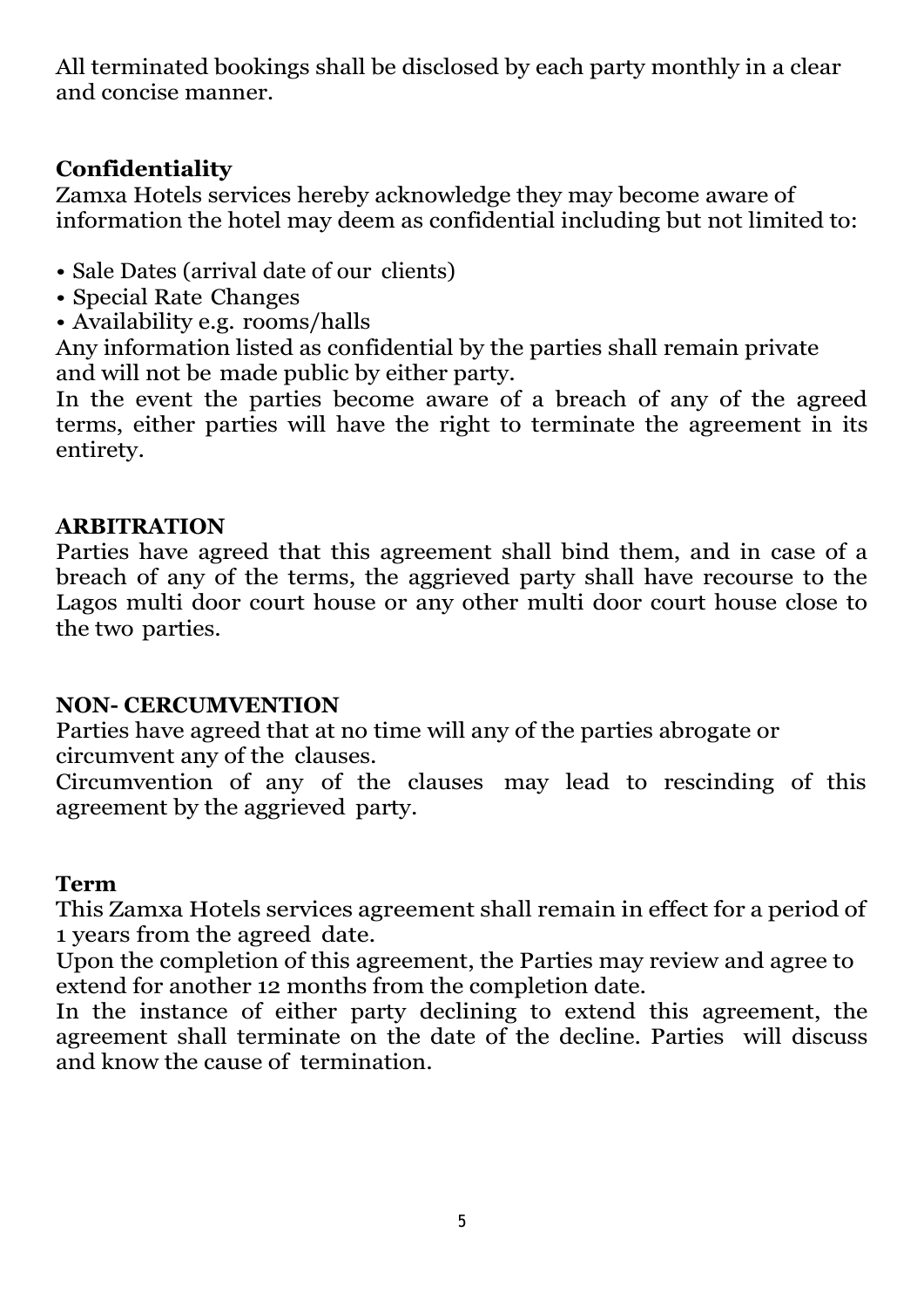All terminated bookings shall be disclosed by each party monthly in a clear and concise manner.

## Confidentiality

Zamxa Hotels services hereby acknowledge they may become aware of information the hotel may deem as confidential including but not limited to:

- Sale Dates (arrival date of our clients)
- Special Rate Changes
- Availability e.g. rooms/halls

Any information listed as confidential by the parties shall remain private and will not be made public by either party.

In the event the parties become aware of a breach of any of the agreed terms, either parties will have the right to terminate the agreement in its entirety.

## ARBITRATION

Parties have agreed that this agreement shall bind them, and in case of a breach of any of the terms, the aggrieved party shall have recourse to the Lagos multi door court house or any other multi door court house close to the two parties.

## NON- CERCUMVENTION

Parties have agreed that at no time will any of the parties abrogate or circumvent any of the clauses.

Circumvention of any of the clauses may lead to rescinding of this agreement by the aggrieved party.

## Term

This Zamxa Hotels services agreement shall remain in effect for a period of 1 years from the agreed date.

Upon the completion of this agreement, the Parties may review and agree to extend for another 12 months from the completion date.

In the instance of either party declining to extend this agreement, the agreement shall terminate on the date of the decline. Parties will discuss and know the cause of termination.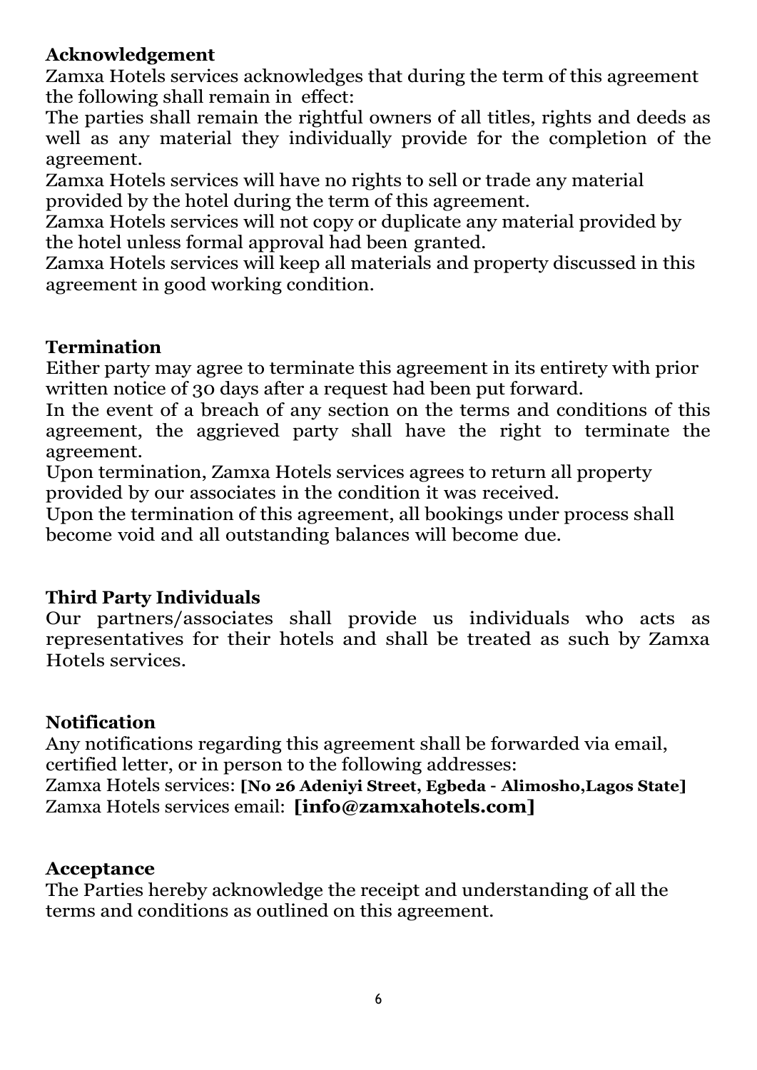## Acknowledgement

Zamxa Hotels services acknowledges that during the term of this agreement the following shall remain in effect:

The parties shall remain the rightful owners of all titles, rights and deeds as well as any material they individually provide for the completion of the agreement.

Zamxa Hotels services will have no rights to sell or trade any material provided by the hotel during the term of this agreement.

Zamxa Hotels services will not copy or duplicate any material provided by the hotel unless formal approval had been granted.

Zamxa Hotels services will keep all materials and property discussed in this agreement in good working condition.

## Termination

Either party may agree to terminate this agreement in its entirety with prior written notice of 30 days after a request had been put forward.

In the event of a breach of any section on the terms and conditions of this agreement, the aggrieved party shall have the right to terminate the agreement.

Upon termination, Zamxa Hotels services agrees to return all property provided by our associates in the condition it was received.

Upon the termination of this agreement, all bookings under process shall become void and all outstanding balances will become due.

## Third Party Individuals

Our partners/associates shall provide us individuals who acts as representatives for their hotels and shall be treated as such by Zamxa Hotels services.

## Notification

Any notifications regarding this agreement shall be forwarded via email, certified letter, or in person to the following addresses:

Zamxa Hotels services: **[No 26 Adeniyi Street, Egbeda - Alimosho,Lagos State]**

Zamxa Hotels services email: **[info@zamxahotels.com]**

## Acceptance

The Parties hereby acknowledge the receipt and understanding of all the terms and conditions as outlined on this agreement.